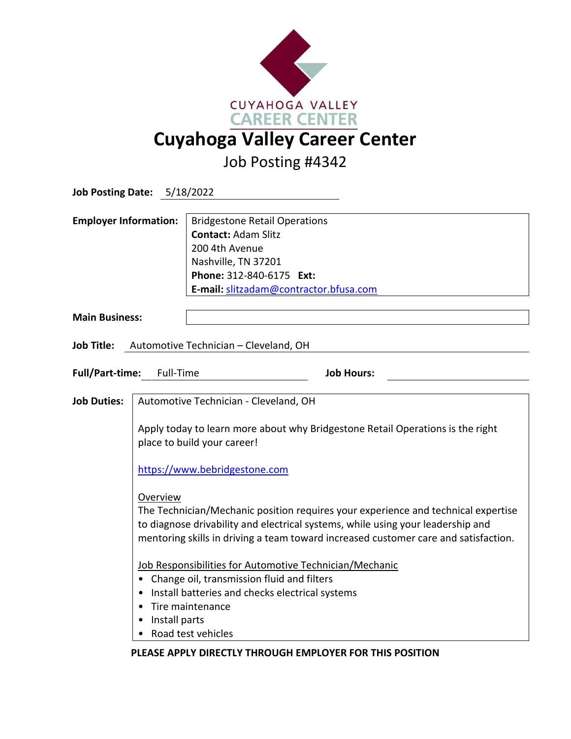CUYAHOGA VALLEY
CAREER CENTER

# Cuyahoga Valley Career Center

## Job Posting #4342

**Job Posting Date:** 5/18/2022

**Employer Information:**
Bridgestone Retail Operations
**Contact:** Adam Slitz
200 4th Avenue
Nashville, TN 37201
**Phone:** 312-840-6175 **Ext:**
**E-mail:** slitzadam@contractor.bfusa.com

**Main Business:**

**Job Title:** Automotive Technician – Cleveland, OH

**Full/Part-time:** Full-Time **Job Hours:**

**Job Duties:**

Automotive Technician - Cleveland, OH

Apply today to learn more about why Bridgestone Retail Operations is the right place to build your career!

https://www.bebridgestone.com

Overview
The Technician/Mechanic position requires your experience and technical expertise to diagnose drivability and electrical systems, while using your leadership and mentoring skills in driving a team toward increased customer care and satisfaction.

Job Responsibilities for Automotive Technician/Mechanic
- Change oil, transmission fluid and filters
- Install batteries and checks electrical systems
- Tire maintenance
- Install parts
- Road test vehicles

**PLEASE APPLY DIRECTLY THROUGH EMPLOYER FOR THIS POSITION**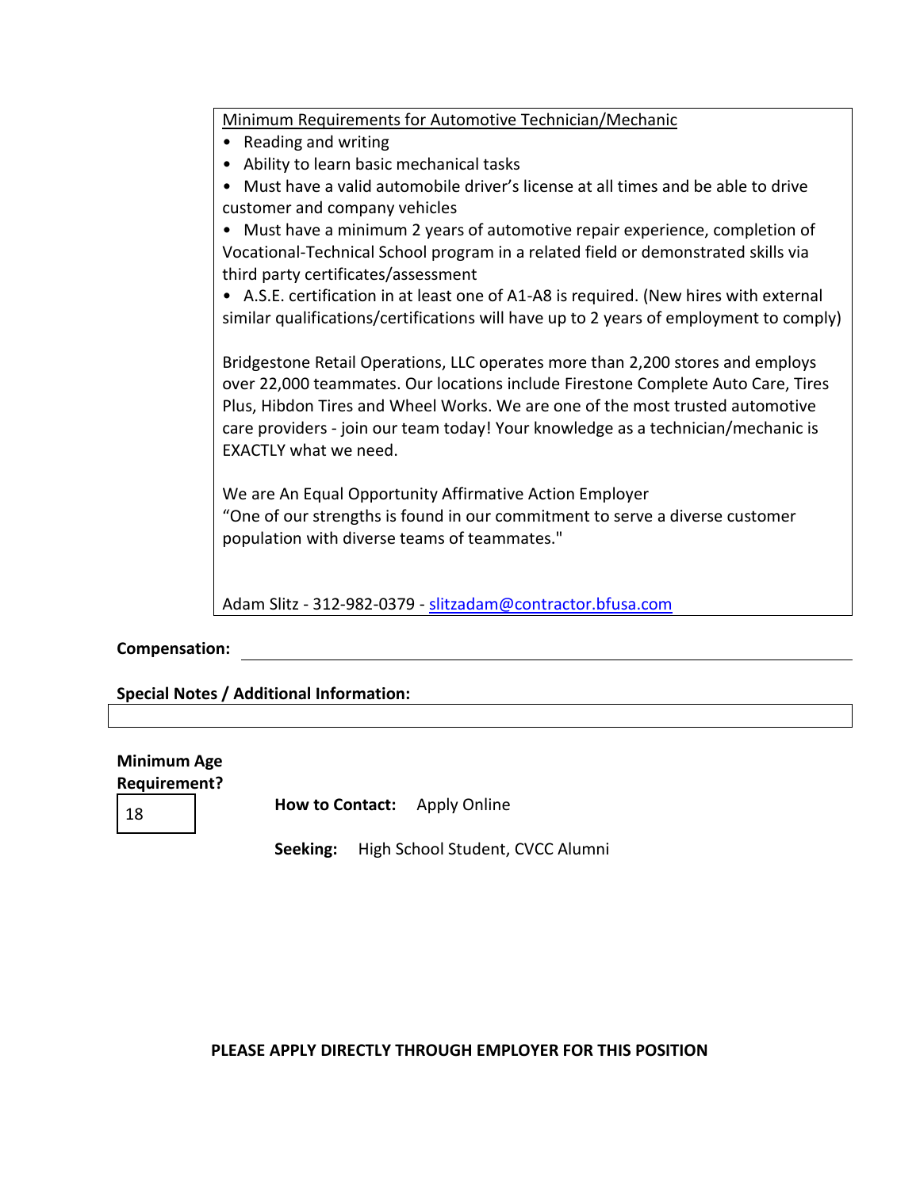Minimum Requirements for Automotive Technician/Mechanic

- Reading and writing
- Ability to learn basic mechanical tasks
- Must have a valid automobile driver's license at all times and be able to drive customer and company vehicles
- Must have a minimum 2 years of automotive repair experience, completion of Vocational-Technical School program in a related field or demonstrated skills via third party certificates/assessment
- A.S.E. certification in at least one of A1-A8 is required. (New hires with external similar qualifications/certifications will have up to 2 years of employment to comply)

Bridgestone Retail Operations, LLC operates more than 2,200 stores and employs over 22,000 teammates. Our locations include Firestone Complete Auto Care, Tires Plus, Hibdon Tires and Wheel Works. We are one of the most trusted automotive care providers - join our team today! Your knowledge as a technician/mechanic is EXACTLY what we need.

We are An Equal Opportunity Affirmative Action Employer
"One of our strengths is found in our commitment to serve a diverse customer population with diverse teams of teammates."

Adam Slitz - 312-982-0379 - slitzadam@contractor.bfusa.com

**Compensation:**

**Special Notes / Additional Information:**

**Minimum Age Requirement?**

18

**How to Contact:** Apply Online

**Seeking:** High School Student, CVCC Alumni

**PLEASE APPLY DIRECTLY THROUGH EMPLOYER FOR THIS POSITION**